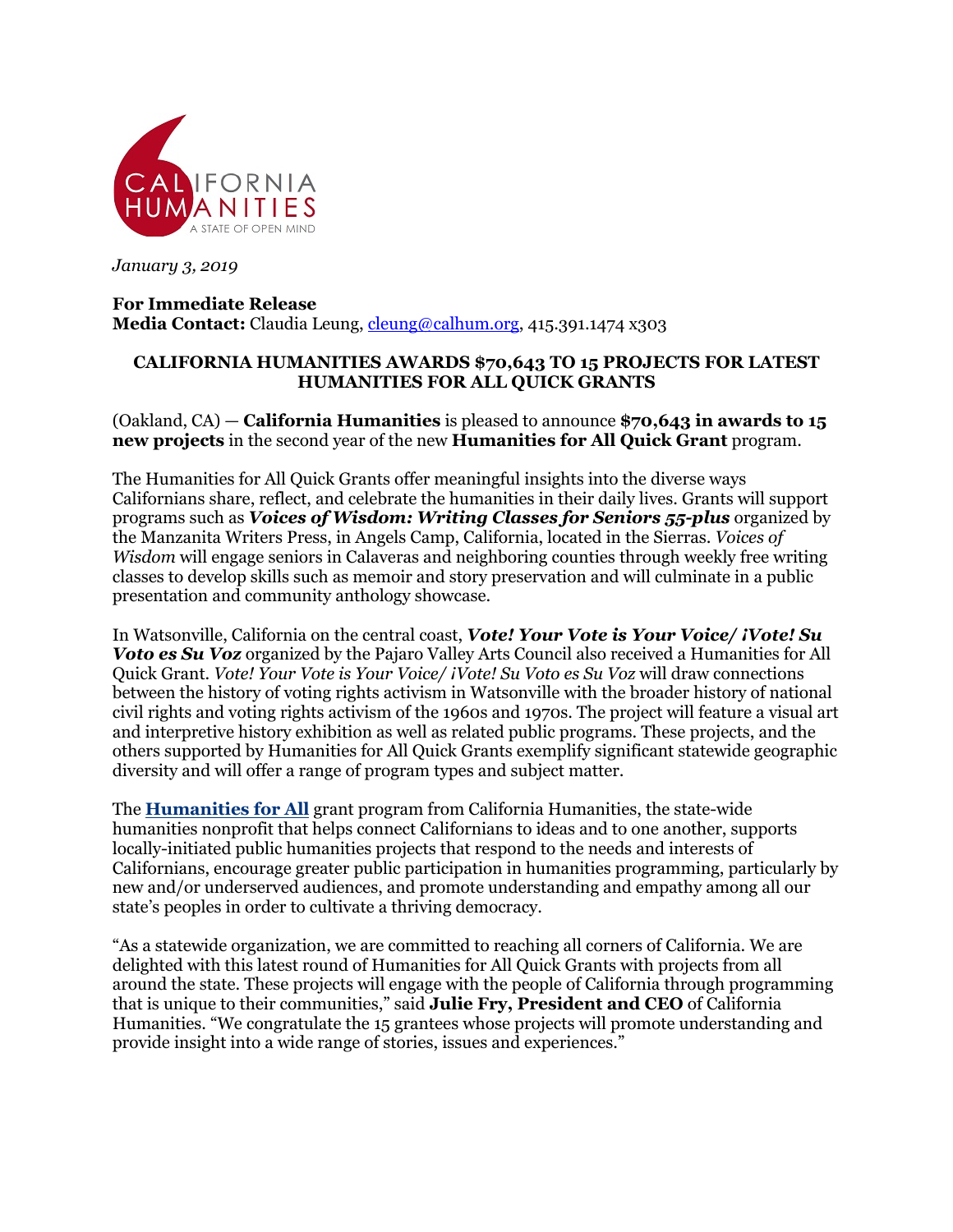CALIFORNIA HUMANITIES
A STATE OF OPEN MIND

*January 3, 2019*

**For Immediate Release**
**Media Contact:** Claudia Leung, cleung@calhum.org, 415.391.1474 x303

**CALIFORNIA HUMANITIES AWARDS $70,643 TO 15 PROJECTS FOR LATEST HUMANITIES FOR ALL QUICK GRANTS**

(Oakland, CA) — **California Humanities** is pleased to announce **$70,643 in awards to 15 new projects** in the second year of the new **Humanities for All Quick Grant** program.

The Humanities for All Quick Grants offer meaningful insights into the diverse ways Californians share, reflect, and celebrate the humanities in their daily lives. Grants will support programs such as ***Voices of Wisdom: Writing Classes for Seniors 55-plus*** organized by the Manzanita Writers Press, in Angels Camp, California, located in the Sierras. *Voices of Wisdom* will engage seniors in Calaveras and neighboring counties through weekly free writing classes to develop skills such as memoir and story preservation and will culminate in a public presentation and community anthology showcase.

In Watsonville, California on the central coast, ***Vote! Your Vote is Your Voice/ ¡Vote! Su Voto es Su Voz*** organized by the Pajaro Valley Arts Council also received a Humanities for All Quick Grant. *Vote! Your Vote is Your Voice/ ¡Vote! Su Voto es Su Voz* will draw connections between the history of voting rights activism in Watsonville with the broader history of national civil rights and voting rights activism of the 1960s and 1970s. The project will feature a visual art and interpretive history exhibition as well as related public programs. These projects, and the others supported by Humanities for All Quick Grants exemplify significant statewide geographic diversity and will offer a range of program types and subject matter.

The **Humanities for All** grant program from California Humanities, the state-wide humanities nonprofit that helps connect Californians to ideas and to one another, supports locally-initiated public humanities projects that respond to the needs and interests of Californians, encourage greater public participation in humanities programming, particularly by new and/or underserved audiences, and promote understanding and empathy among all our state's peoples in order to cultivate a thriving democracy.

"As a statewide organization, we are committed to reaching all corners of California. We are delighted with this latest round of Humanities for All Quick Grants with projects from all around the state. These projects will engage with the people of California through programming that is unique to their communities," said **Julie Fry, President and CEO** of California Humanities. "We congratulate the 15 grantees whose projects will promote understanding and provide insight into a wide range of stories, issues and experiences."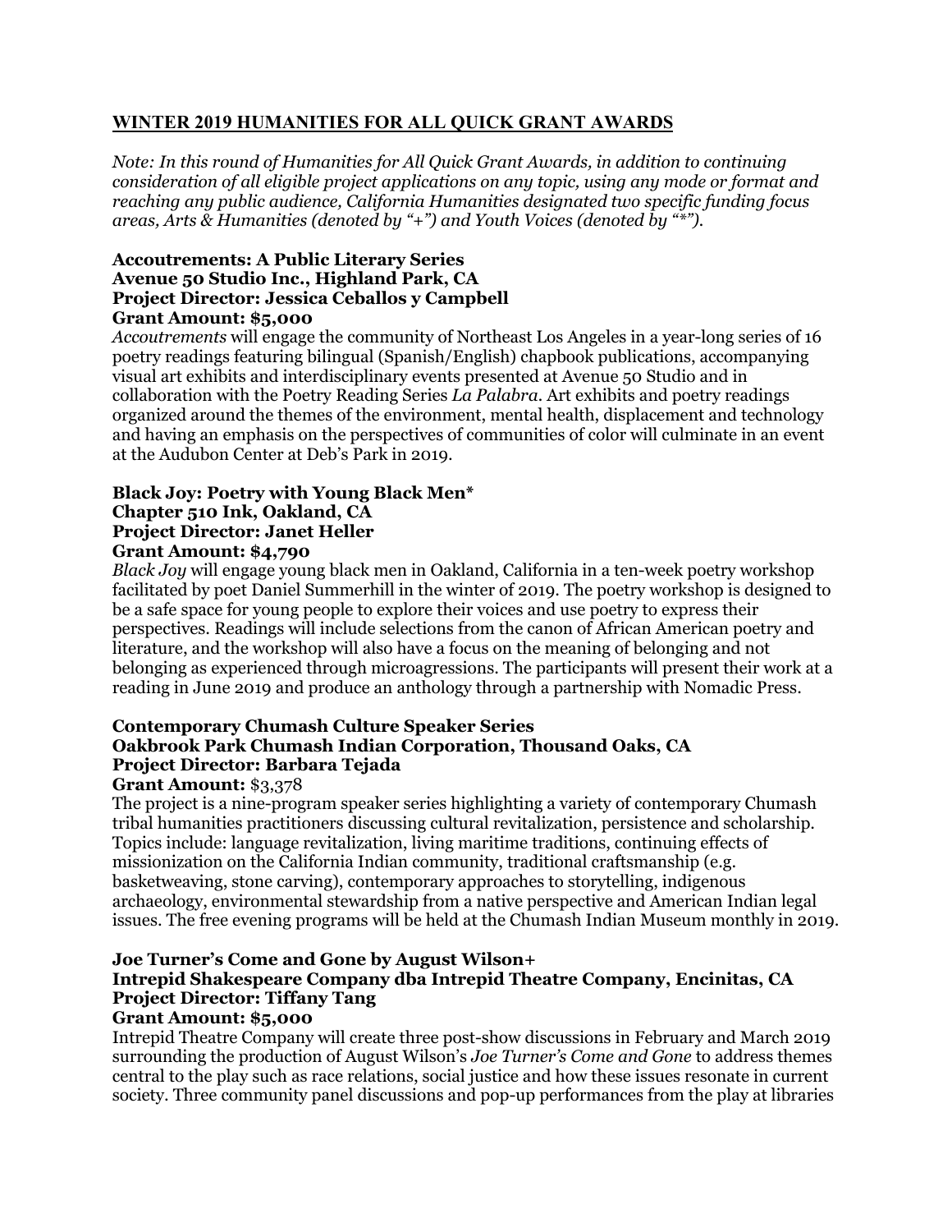## WINTER 2019 HUMANITIES FOR ALL QUICK GRANT AWARDS

*Note: In this round of Humanities for All Quick Grant Awards, in addition to continuing consideration of all eligible project applications on any topic, using any mode or format and reaching any public audience, California Humanities designated two specific funding focus areas, Arts & Humanities (denoted by "+") and Youth Voices (denoted by "*").*

**Accoutrements: A Public Literary Series**
**Avenue 50 Studio Inc., Highland Park, CA**
**Project Director: Jessica Ceballos y Campbell**
**Grant Amount: $5,000**

*Accoutrements* will engage the community of Northeast Los Angeles in a year-long series of 16 poetry readings featuring bilingual (Spanish/English) chapbook publications, accompanying visual art exhibits and interdisciplinary events presented at Avenue 50 Studio and in collaboration with the Poetry Reading Series *La Palabra*. Art exhibits and poetry readings organized around the themes of the environment, mental health, displacement and technology and having an emphasis on the perspectives of communities of color will culminate in an event at the Audubon Center at Deb's Park in 2019.

**Black Joy: Poetry with Young Black Men***
**Chapter 510 Ink, Oakland, CA**
**Project Director: Janet Heller**
**Grant Amount: $4,790**

*Black Joy* will engage young black men in Oakland, California in a ten-week poetry workshop facilitated by poet Daniel Summerhill in the winter of 2019. The poetry workshop is designed to be a safe space for young people to explore their voices and use poetry to express their perspectives. Readings will include selections from the canon of African American poetry and literature, and the workshop will also have a focus on the meaning of belonging and not belonging as experienced through microagressions. The participants will present their work at a reading in June 2019 and produce an anthology through a partnership with Nomadic Press.

**Contemporary Chumash Culture Speaker Series**
**Oakbrook Park Chumash Indian Corporation, Thousand Oaks, CA**
**Project Director: Barbara Tejada**
**Grant Amount:** $3,378

The project is a nine-program speaker series highlighting a variety of contemporary Chumash tribal humanities practitioners discussing cultural revitalization, persistence and scholarship. Topics include: language revitalization, living maritime traditions, continuing effects of missionization on the California Indian community, traditional craftsmanship (e.g. basketweaving, stone carving), contemporary approaches to storytelling, indigenous archaeology, environmental stewardship from a native perspective and American Indian legal issues. The free evening programs will be held at the Chumash Indian Museum monthly in 2019.

**Joe Turner's Come and Gone by August Wilson+**
**Intrepid Shakespeare Company dba Intrepid Theatre Company, Encinitas, CA**
**Project Director: Tiffany Tang**
**Grant Amount: $5,000**

Intrepid Theatre Company will create three post-show discussions in February and March 2019 surrounding the production of August Wilson's *Joe Turner's Come and Gone* to address themes central to the play such as race relations, social justice and how these issues resonate in current society. Three community panel discussions and pop-up performances from the play at libraries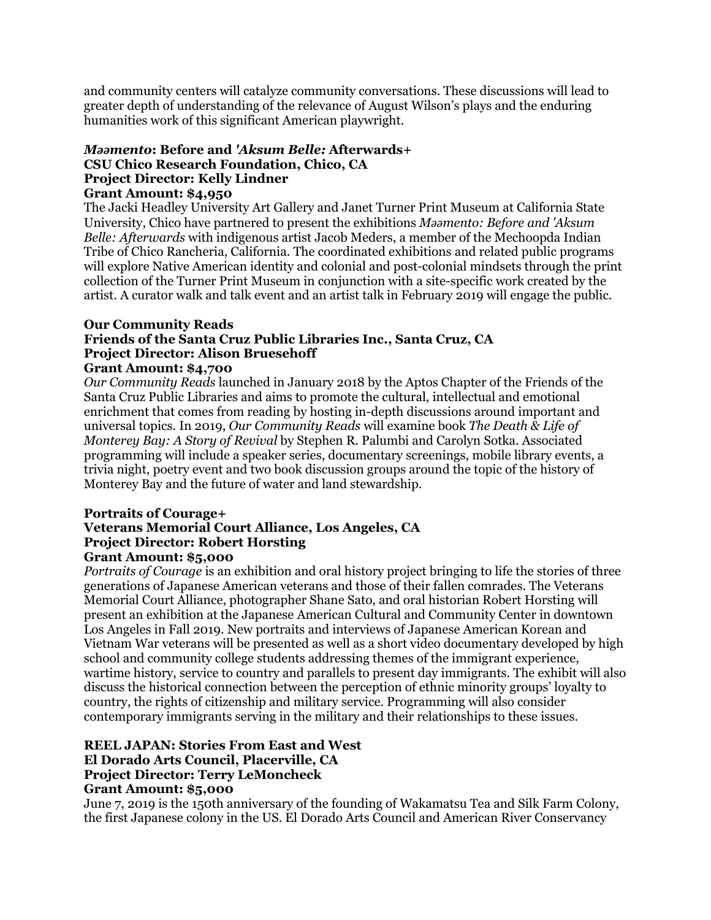and community centers will catalyze community conversations. These discussions will lead to greater depth of understanding of the relevance of August Wilson's plays and the enduring humanities work of this significant American playwright.

### ***Məəmento*: Before and *'Aksum Belle:* Afterwards+**
**CSU Chico Research Foundation, Chico, CA**
**Project Director: Kelly Lindner**
**Grant Amount: $4,950**

The Jacki Headley University Art Gallery and Janet Turner Print Museum at California State University, Chico have partnered to present the exhibitions *Məəmento: Before and 'Aksum Belle: Afterwards* with indigenous artist Jacob Meders, a member of the Mechoopda Indian Tribe of Chico Rancheria, California. The coordinated exhibitions and related public programs will explore Native American identity and colonial and post-colonial mindsets through the print collection of the Turner Print Museum in conjunction with a site-specific work created by the artist. A curator walk and talk event and an artist talk in February 2019 will engage the public.

### **Our Community Reads**
**Friends of the Santa Cruz Public Libraries Inc., Santa Cruz, CA**
**Project Director: Alison Bruesehoff**
**Grant Amount: $4,700**

*Our Community Reads* launched in January 2018 by the Aptos Chapter of the Friends of the Santa Cruz Public Libraries and aims to promote the cultural, intellectual and emotional enrichment that comes from reading by hosting in-depth discussions around important and universal topics. In 2019, *Our Community Reads* will examine book *The Death & Life of Monterey Bay: A Story of Revival* by Stephen R. Palumbi and Carolyn Sotka. Associated programming will include a speaker series, documentary screenings, mobile library events, a trivia night, poetry event and two book discussion groups around the topic of the history of Monterey Bay and the future of water and land stewardship.

### **Portraits of Courage+**
**Veterans Memorial Court Alliance, Los Angeles, CA**
**Project Director: Robert Horsting**
**Grant Amount: $5,000**

*Portraits of Courage* is an exhibition and oral history project bringing to life the stories of three generations of Japanese American veterans and those of their fallen comrades. The Veterans Memorial Court Alliance, photographer Shane Sato, and oral historian Robert Horsting will present an exhibition at the Japanese American Cultural and Community Center in downtown Los Angeles in Fall 2019. New portraits and interviews of Japanese American Korean and Vietnam War veterans will be presented as well as a short video documentary developed by high school and community college students addressing themes of the immigrant experience, wartime history, service to country and parallels to present day immigrants. The exhibit will also discuss the historical connection between the perception of ethnic minority groups' loyalty to country, the rights of citizenship and military service. Programming will also consider contemporary immigrants serving in the military and their relationships to these issues.

### **REEL JAPAN: Stories From East and West**
**El Dorado Arts Council, Placerville, CA**
**Project Director: Terry LeMoncheck**
**Grant Amount: $5,000**

June 7, 2019 is the 150th anniversary of the founding of Wakamatsu Tea and Silk Farm Colony, the first Japanese colony in the US. El Dorado Arts Council and American River Conservancy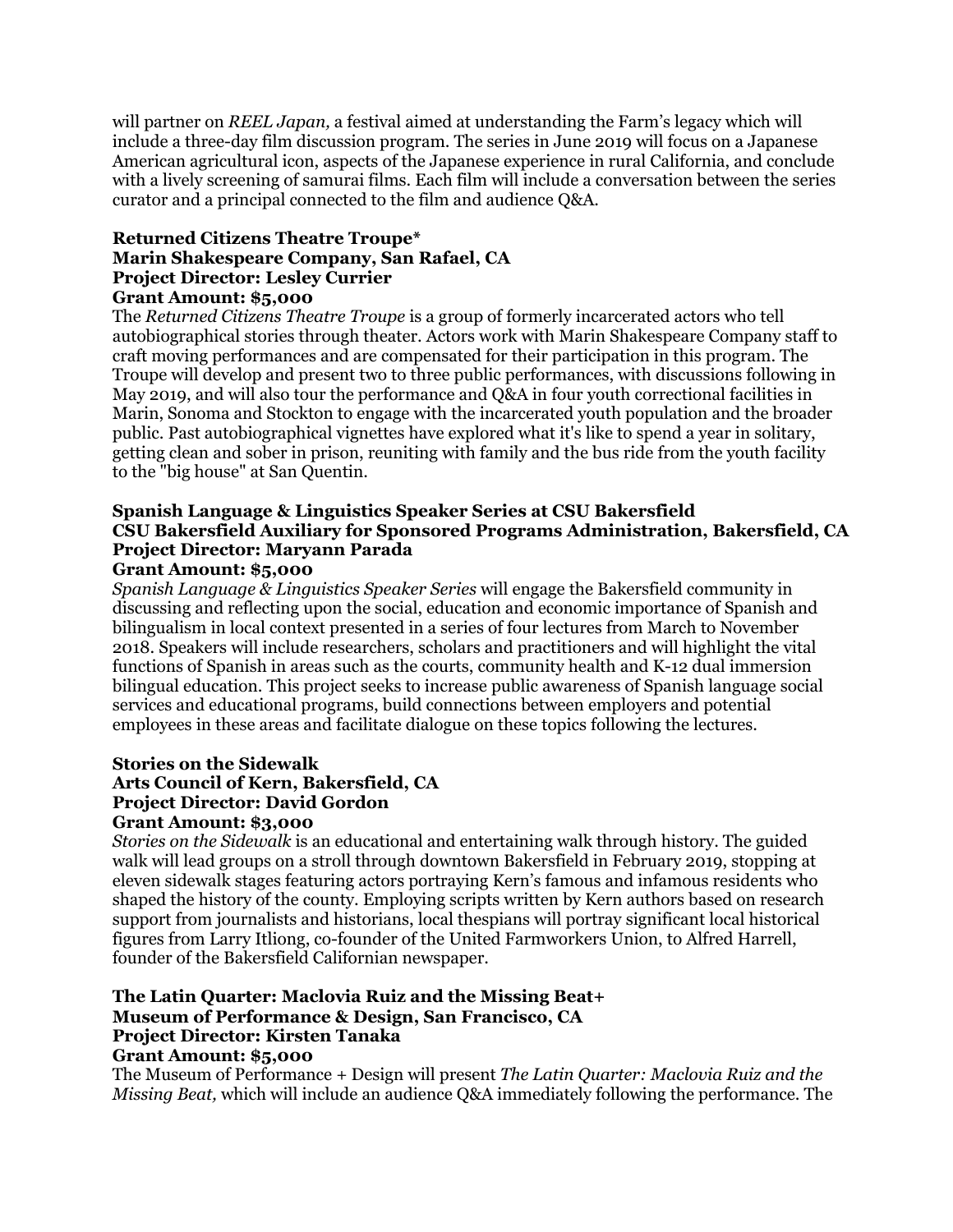will partner on *REEL Japan,* a festival aimed at understanding the Farm's legacy which will include a three-day film discussion program. The series in June 2019 will focus on a Japanese American agricultural icon, aspects of the Japanese experience in rural California, and conclude with a lively screening of samurai films. Each film will include a conversation between the series curator and a principal connected to the film and audience Q&A.

**Returned Citizens Theatre Troupe***
**Marin Shakespeare Company, San Rafael, CA**
**Project Director: Lesley Currier**
**Grant Amount: $5,000**

The *Returned Citizens Theatre Troupe* is a group of formerly incarcerated actors who tell autobiographical stories through theater. Actors work with Marin Shakespeare Company staff to craft moving performances and are compensated for their participation in this program. The Troupe will develop and present two to three public performances, with discussions following in May 2019, and will also tour the performance and Q&A in four youth correctional facilities in Marin, Sonoma and Stockton to engage with the incarcerated youth population and the broader public. Past autobiographical vignettes have explored what it's like to spend a year in solitary, getting clean and sober in prison, reuniting with family and the bus ride from the youth facility to the "big house" at San Quentin.

**Spanish Language & Linguistics Speaker Series at CSU Bakersfield**
**CSU Bakersfield Auxiliary for Sponsored Programs Administration, Bakersfield, CA**
**Project Director: Maryann Parada**
**Grant Amount: $5,000**

*Spanish Language & Linguistics Speaker Series* will engage the Bakersfield community in discussing and reflecting upon the social, education and economic importance of Spanish and bilingualism in local context presented in a series of four lectures from March to November 2018. Speakers will include researchers, scholars and practitioners and will highlight the vital functions of Spanish in areas such as the courts, community health and K-12 dual immersion bilingual education. This project seeks to increase public awareness of Spanish language social services and educational programs, build connections between employers and potential employees in these areas and facilitate dialogue on these topics following the lectures.

**Stories on the Sidewalk**
**Arts Council of Kern, Bakersfield, CA**
**Project Director: David Gordon**
**Grant Amount: $3,000**

*Stories on the Sidewalk* is an educational and entertaining walk through history. The guided walk will lead groups on a stroll through downtown Bakersfield in February 2019, stopping at eleven sidewalk stages featuring actors portraying Kern's famous and infamous residents who shaped the history of the county. Employing scripts written by Kern authors based on research support from journalists and historians, local thespians will portray significant local historical figures from Larry Itliong, co-founder of the United Farmworkers Union, to Alfred Harrell, founder of the Bakersfield Californian newspaper.

**The Latin Quarter: Maclovia Ruiz and the Missing Beat+**
**Museum of Performance & Design, San Francisco, CA**
**Project Director: Kirsten Tanaka**
**Grant Amount: $5,000**

The Museum of Performance + Design will present *The Latin Quarter: Maclovia Ruiz and the Missing Beat,* which will include an audience Q&A immediately following the performance. The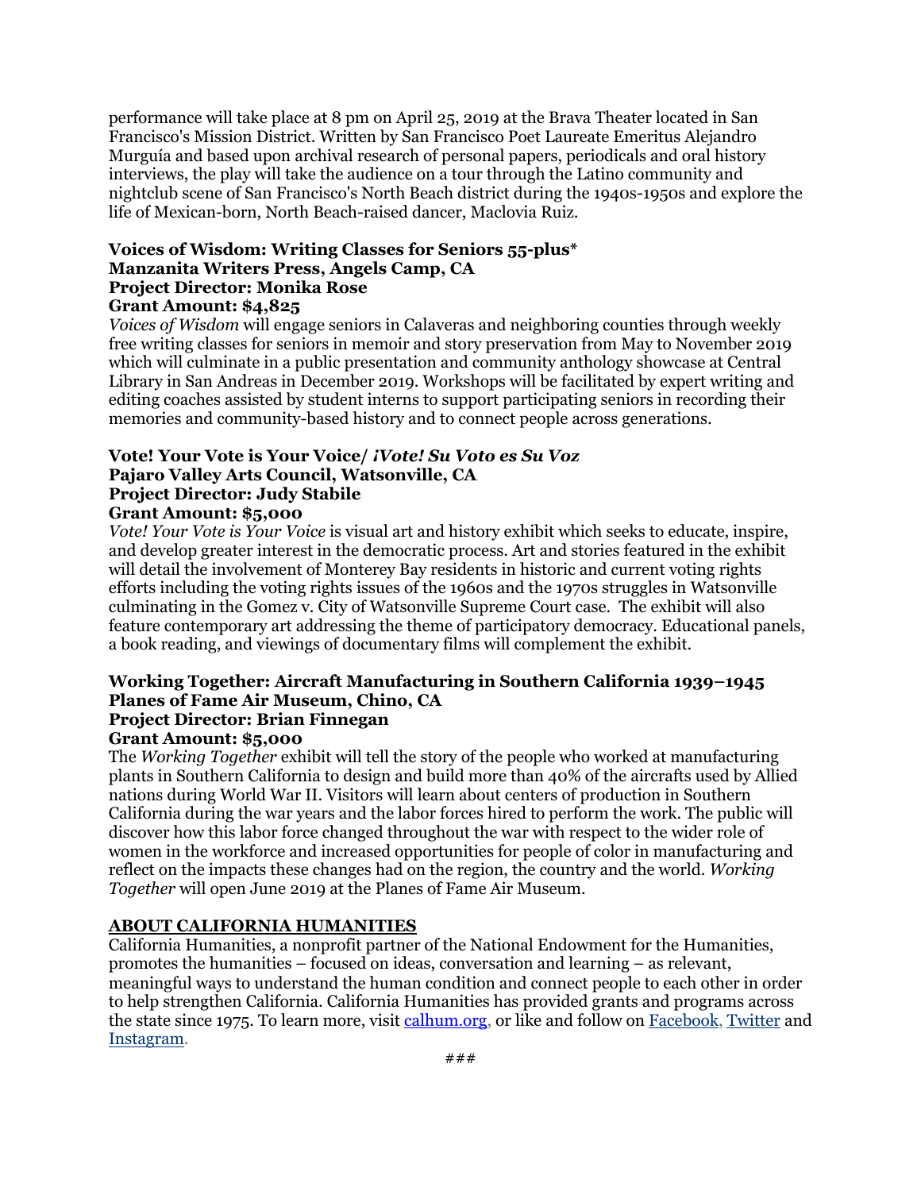performance will take place at 8 pm on April 25, 2019 at the Brava Theater located in San Francisco's Mission District. Written by San Francisco Poet Laureate Emeritus Alejandro Murguía and based upon archival research of personal papers, periodicals and oral history interviews, the play will take the audience on a tour through the Latino community and nightclub scene of San Francisco's North Beach district during the 1940s-1950s and explore the life of Mexican-born, North Beach-raised dancer, Maclovia Ruiz.

**Voices of Wisdom: Writing Classes for Seniors 55-plus***
**Manzanita Writers Press, Angels Camp, CA**
**Project Director: Monika Rose**
**Grant Amount: $4,825**
*Voices of Wisdom* will engage seniors in Calaveras and neighboring counties through weekly free writing classes for seniors in memoir and story preservation from May to November 2019 which will culminate in a public presentation and community anthology showcase at Central Library in San Andreas in December 2019. Workshops will be facilitated by expert writing and editing coaches assisted by student interns to support participating seniors in recording their memories and community-based history and to connect people across generations.

**Vote! Your Vote is Your Voice/ *¡Vote! Su Voto es Su Voz***
**Pajaro Valley Arts Council, Watsonville, CA**
**Project Director: Judy Stabile**
**Grant Amount: $5,000**
*Vote! Your Vote is Your Voice* is visual art and history exhibit which seeks to educate, inspire, and develop greater interest in the democratic process. Art and stories featured in the exhibit will detail the involvement of Monterey Bay residents in historic and current voting rights efforts including the voting rights issues of the 1960s and the 1970s struggles in Watsonville culminating in the Gomez v. City of Watsonville Supreme Court case. The exhibit will also feature contemporary art addressing the theme of participatory democracy. Educational panels, a book reading, and viewings of documentary films will complement the exhibit.

**Working Together: Aircraft Manufacturing in Southern California 1939–1945**
**Planes of Fame Air Museum, Chino, CA**
**Project Director: Brian Finnegan**
**Grant Amount: $5,000**
The *Working Together* exhibit will tell the story of the people who worked at manufacturing plants in Southern California to design and build more than 40% of the aircrafts used by Allied nations during World War II. Visitors will learn about centers of production in Southern California during the war years and the labor forces hired to perform the work. The public will discover how this labor force changed throughout the war with respect to the wider role of women in the workforce and increased opportunities for people of color in manufacturing and reflect on the impacts these changes had on the region, the country and the world. *Working Together* will open June 2019 at the Planes of Fame Air Museum.

**ABOUT CALIFORNIA HUMANITIES**

California Humanities, a nonprofit partner of the National Endowment for the Humanities, promotes the humanities – focused on ideas, conversation and learning – as relevant, meaningful ways to understand the human condition and connect people to each other in order to help strengthen California. California Humanities has provided grants and programs across the state since 1975. To learn more, visit calhum.org, or like and follow on Facebook, Twitter and Instagram.

###